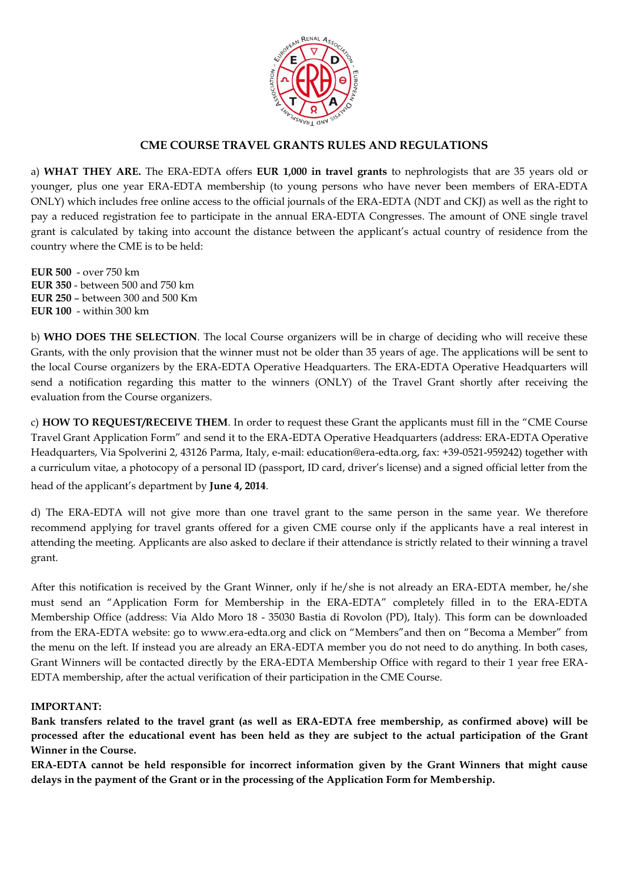## CME COURSE TRAVEL GRANTS RULES AND REGULATIONS

a) **WHAT THEY ARE.** The ERA-EDTA offers **EUR 1,000 in travel grants** to nephrologists that are 35 years old or younger, plus one year ERA-EDTA membership (to young persons who have never been members of ERA-EDTA ONLY) which includes free online access to the official journals of the ERA-EDTA (NDT and CKJ) as well as the right to pay a reduced registration fee to participate in the annual ERA-EDTA Congresses. The amount of ONE single travel grant is calculated by taking into account the distance between the applicant's actual country of residence from the country where the CME is to be held:

**EUR 500** - over 750 km
**EUR 350** - between 500 and 750 km
**EUR 250** – between 300 and 500 Km
**EUR 100** - within 300 km

b) **WHO DOES THE SELECTION**. The local Course organizers will be in charge of deciding who will receive these Grants, with the only provision that the winner must not be older than 35 years of age. The applications will be sent to the local Course organizers by the ERA-EDTA Operative Headquarters. The ERA-EDTA Operative Headquarters will send a notification regarding this matter to the winners (ONLY) of the Travel Grant shortly after receiving the evaluation from the Course organizers.

c) **HOW TO REQUEST/RECEIVE THEM**. In order to request these Grant the applicants must fill in the "CME Course Travel Grant Application Form" and send it to the ERA-EDTA Operative Headquarters (address: ERA-EDTA Operative Headquarters, Via Spolverini 2, 43126 Parma, Italy, e-mail: education@era-edta.org, fax: +39-0521-959242) together with a curriculum vitae, a photocopy of a personal ID (passport, ID card, driver's license) and a signed official letter from the head of the applicant's department by **June 4, 2014**.

d) The ERA-EDTA will not give more than one travel grant to the same person in the same year. We therefore recommend applying for travel grants offered for a given CME course only if the applicants have a real interest in attending the meeting. Applicants are also asked to declare if their attendance is strictly related to their winning a travel grant.

After this notification is received by the Grant Winner, only if he/she is not already an ERA-EDTA member, he/she must send an "Application Form for Membership in the ERA-EDTA" completely filled in to the ERA-EDTA Membership Office (address: Via Aldo Moro 18 - 35030 Bastia di Rovolon (PD), Italy). This form can be downloaded from the ERA-EDTA website: go to www.era-edta.org and click on "Members"and then on "Becoma a Member" from the menu on the left. If instead you are already an ERA-EDTA member you do not need to do anything. In both cases, Grant Winners will be contacted directly by the ERA-EDTA Membership Office with regard to their 1 year free ERA-EDTA membership, after the actual verification of their participation in the CME Course.

**IMPORTANT:**

**Bank transfers related to the travel grant (as well as ERA-EDTA free membership, as confirmed above) will be processed after the educational event has been held as they are subject to the actual participation of the Grant Winner in the Course.**

**ERA-EDTA cannot be held responsible for incorrect information given by the Grant Winners that might cause delays in the payment of the Grant or in the processing of the Application Form for Membership.**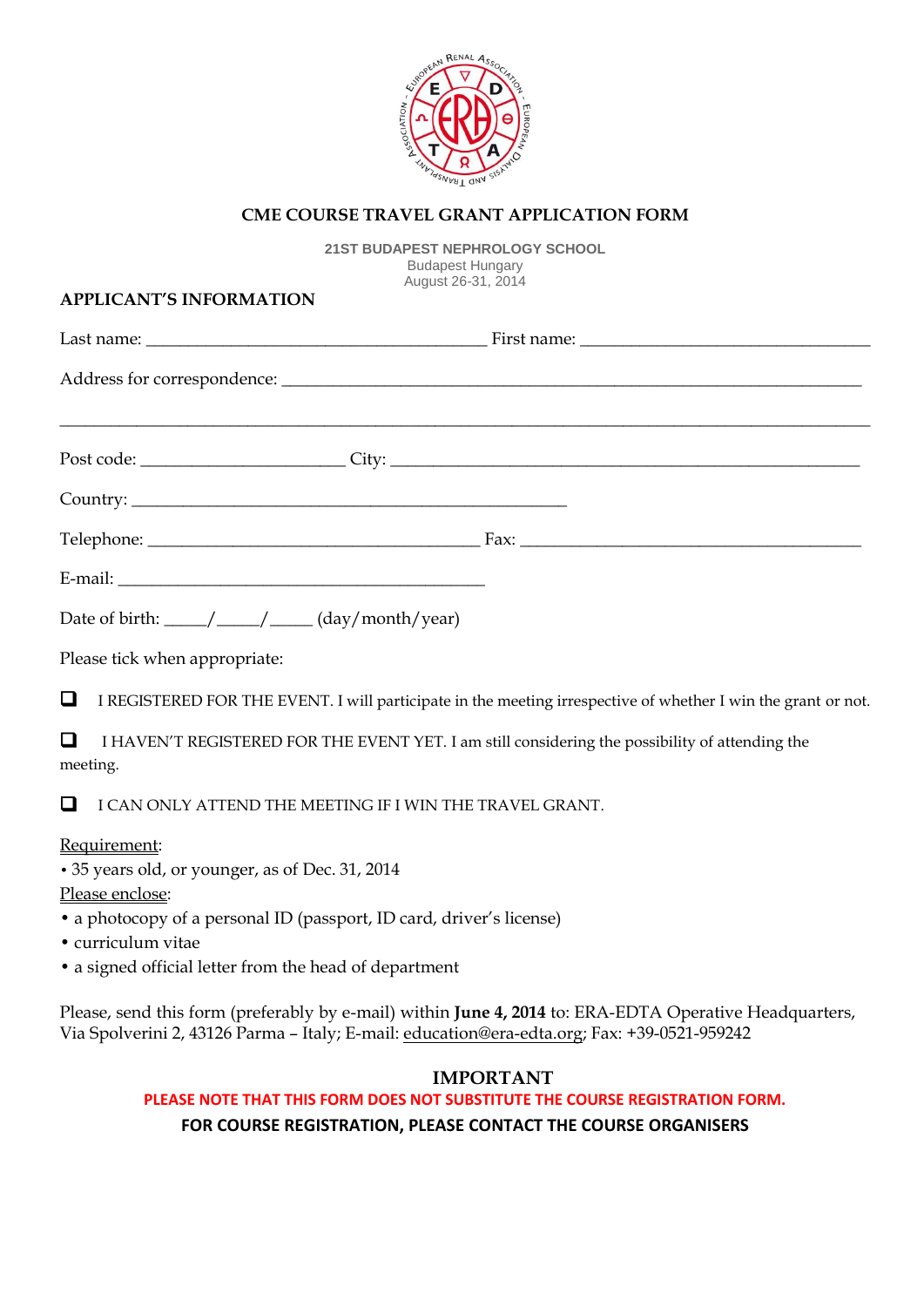# CME COURSE TRAVEL GRANT APPLICATION FORM

**21ST BUDAPEST NEPHROLOGY SCHOOL**
Budapest Hungary
August 26-31, 2014

## APPLICANT'S INFORMATION

Last name: ______________________________________ First name: ________________________________

Address for correspondence: ________________________________________________________________

____________________________________________________________________________________

Post code: ______________________ City: ____________________________________________________

Country: ______________________________________________

Telephone: ____________________________________ Fax: _____________________________________

E-mail: _________________________________________

Date of birth: ____/____/____ (day/month/year)

Please tick when appropriate:

☐ I REGISTERED FOR THE EVENT. I will participate in the meeting irrespective of whether I win the grant or not.

☐ I HAVEN'T REGISTERED FOR THE EVENT YET. I am still considering the possibility of attending the meeting.

☐ I CAN ONLY ATTEND THE MEETING IF I WIN THE TRAVEL GRANT.

Requirement:

- 35 years old, or younger, as of Dec. 31, 2014

Please enclose:

- a photocopy of a personal ID (passport, ID card, driver's license)
- curriculum vitae
- a signed official letter from the head of department

Please, send this form (preferably by e-mail) within **June 4, 2014** to: ERA-EDTA Operative Headquarters, Via Spolverini 2, 43126 Parma – Italy; E-mail: education@era-edta.org; Fax: +39-0521-959242

## IMPORTANT

**PLEASE NOTE THAT THIS FORM DOES NOT SUBSTITUTE THE COURSE REGISTRATION FORM.**

**FOR COURSE REGISTRATION, PLEASE CONTACT THE COURSE ORGANISERS**